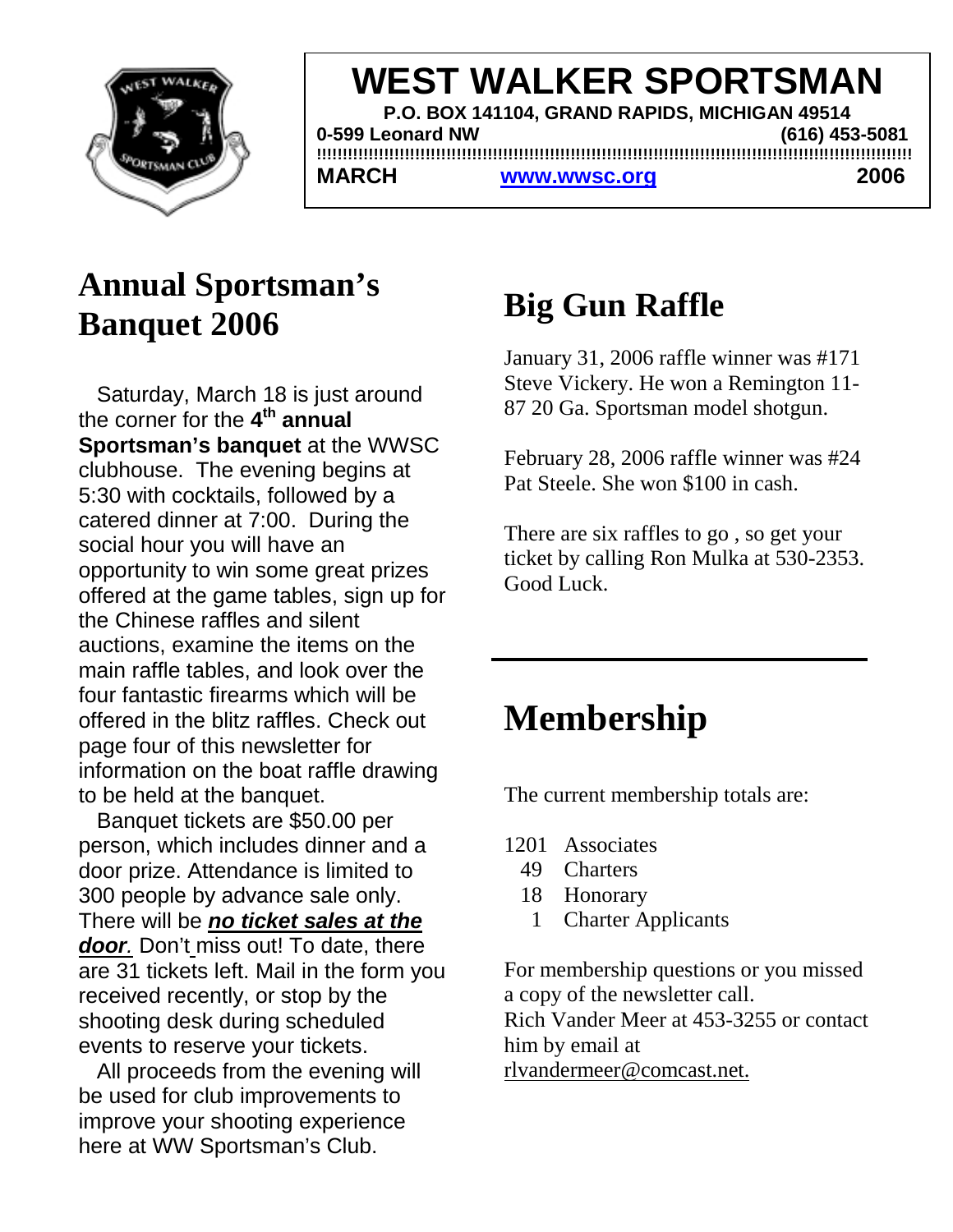# WEST WALKER SPORTSMAN

**P.O. BOX 141104, GRAND RAPIDS, MICHIGAN 49514**

**0-599 Leonard NW** **(616) 453-5081**

**MARCH** **www.wwsc.org** **2006**

## Annual Sportsman's Banquet 2006

Saturday, March 18 is just around the corner for the **4th annual Sportsman's banquet** at the WWSC clubhouse. The evening begins at 5:30 with cocktails, followed by a catered dinner at 7:00. During the social hour you will have an opportunity to win some great prizes offered at the game tables, sign up for the Chinese raffles and silent auctions, examine the items on the main raffle tables, and look over the four fantastic firearms which will be offered in the blitz raffles. Check out page four of this newsletter for information on the boat raffle drawing to be held at the banquet.

Banquet tickets are $50.00 per person, which includes dinner and a door prize. Attendance is limited to 300 people by advance sale only. There will be ***no ticket sales at the door***. Don't miss out! To date, there are 31 tickets left. Mail in the form you received recently, or stop by the shooting desk during scheduled events to reserve your tickets.

All proceeds from the evening will be used for club improvements to improve your shooting experience here at WW Sportsman's Club.

## Big Gun Raffle

January 31, 2006 raffle winner was #171 Steve Vickery. He won a Remington 11-87 20 Ga. Sportsman model shotgun.

February 28, 2006 raffle winner was #24 Pat Steele. She won $100 in cash.

There are six raffles to go , so get your ticket by calling Ron Mulka at 530-2353. Good Luck.

## Membership

The current membership totals are:

- 1201 Associates
- 49 Charters
- 18 Honorary
- 1 Charter Applicants

For membership questions or you missed a copy of the newsletter call.
Rich Vander Meer at 453-3255 or contact him by email at rlvandermeer@comcast.net.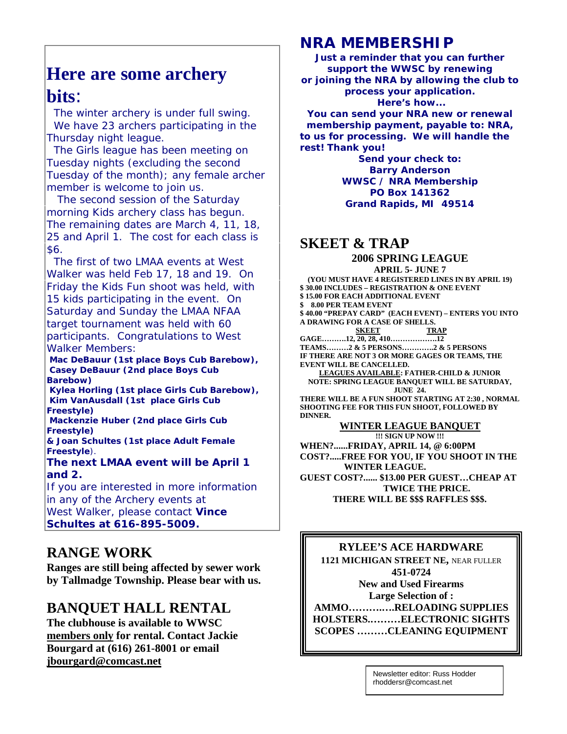## Here are some archery bits:

The winter archery is under full swing. We have 23 archers participating in the Thursday night league.

The Girls league has been meeting on Tuesday nights (excluding the second Tuesday of the month); any female archer member is welcome to join us.

The second session of the Saturday morning Kids archery class has begun. The remaining dates are March 4, 11, 18, 25 and April 1. The cost for each class is $6.

The first of two LMAA events at West Walker was held Feb 17, 18 and 19. On Friday the Kids Fun shoot was held, with 15 kids participating in the event. On Saturday and Sunday the LMAA NFAA target tournament was held with 60 participants. Congratulations to West Walker Members:

**Mac DeBauur (1st place Boys Cub Barebow), Casey DeBauur (2nd place Boys Cub Barebow)**
**Kylea Horling (1st place Girls Cub Barebow), Kim VanAusdall (1st place Girls Cub Freestyle)**
**Mackenzie Huber (2nd place Girls Cub Freestyle)**
**& Joan Schultes (1st place Adult Female Freestyle**).

**The next LMAA event will be April 1 and 2.**

If you are interested in more information in any of the Archery events at West Walker, please contact **Vince Schultes at 616-895-5009.**

## RANGE WORK

**Ranges are still being affected by sewer work by Tallmadge Township. Please bear with us.**

## BANQUET HALL RENTAL

**The clubhouse is available to WWSC <u>members only</u> for rental. Contact Jackie Bourgard at (616) 261-8001 or email <u>jbourgard@comcast.net</u>**

## NRA MEMBERSHIP

**Just a reminder that you can further support the WWSC by renewing or joining the NRA by allowing the club to process your application.**
**Here's how...**
**You can send your NRA new or renewal membership payment, payable to: NRA, to us for processing. We will handle the rest! Thank you!**

**Send your check to:**
**Barry Anderson**
**WWSC / NRA Membership**
**PO Box 141362**
**Grand Rapids, MI 49514**

## SKEET & TRAP

### 2006 SPRING LEAGUE

**APRIL 5- JUNE 7**

**(YOU MUST HAVE 4 REGISTERED LINES IN BY APRIL 19)**
**$ 30.00 INCLUDES – REGISTRATION & ONE EVENT**
**$ 15.00 FOR EACH ADDITIONAL EVENT**
**$ 8.00 PER TEAM EVENT**
**$ 40.00 "PREPAY CARD" (EACH EVENT) – ENTERS YOU INTO A DRAWING FOR A CASE OF SHELLS.**

| | SKEET | TRAP |
|---|---|---|
| GAGE | 12, 20, 28, 410 | 12 |
| TEAMS | 2 & 5 PERSONS | 2 & 5 PERSONS |

**IF THERE ARE NOT 3 OR MORE GAGES OR TEAMS, THE EVENT WILL BE CANCELLED.**

**<u>LEAGUES AVAILABLE</u>: FATHER-CHILD & JUNIOR**
**NOTE: SPRING LEAGUE BANQUET WILL BE SATURDAY, JUNE 24.**
**THERE WILL BE A FUN SHOOT STARTING AT 2:30 , NORMAL SHOOTING FEE FOR THIS FUN SHOOT, FOLLOWED BY DINNER.**

### <u>WINTER LEAGUE BANQUET</u>

**!!! SIGN UP NOW !!!**

**WHEN?......FRIDAY, APRIL 14, @ 6:00PM**
**COST?.....FREE FOR YOU, IF YOU SHOOT IN THE WINTER LEAGUE.**
**GUEST COST?...... $13.00 PER GUEST…CHEAP AT TWICE THE PRICE.**
**THERE WILL BE $$$ RAFFLES $$$.**

**RYLEE'S ACE HARDWARE**
**1121 MICHIGAN STREET NE,** NEAR FULLER
**451-0724**
**New and Used Firearms**
**Large Selection of :**
**AMMO……….…RELOADING SUPPLIES**
**HOLSTERS..………ELECTRONIC SIGHTS**
**SCOPES ………CLEANING EQUIPMENT**

Newsletter editor: Russ Hodder
rhoddersr@comcast.net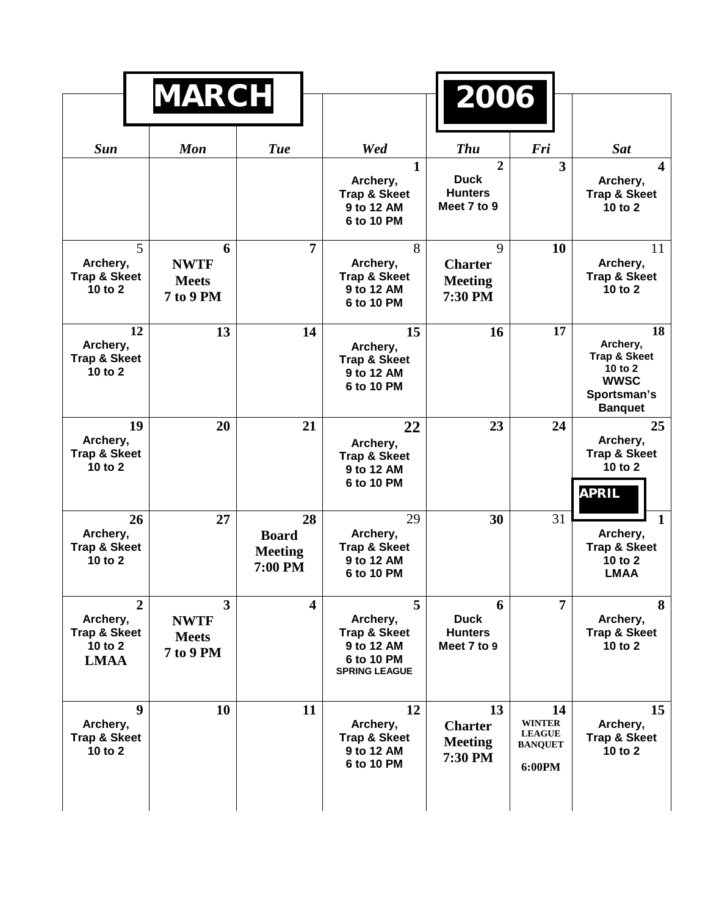# MARCH 2006

| Sun | Mon | Tue | Wed | Thu | Fri | Sat |
|---|---|---|---|---|---|---|
| | | | **1** Archery, Trap & Skeet 9 to 12 AM 6 to 10 PM | **2** Duck Hunters Meet 7 to 9 | **3** | **4** Archery, Trap & Skeet 10 to 2 |
| 5 Archery, Trap & Skeet 10 to 2 | **6** NWTF Meets 7 to 9 PM | **7** | 8 Archery, Trap & Skeet 9 to 12 AM 6 to 10 PM | 9 Charter Meeting 7:30 PM | **10** | 11 Archery, Trap & Skeet 10 to 2 |
| **12** Archery, Trap & Skeet 10 to 2 | **13** | **14** | **15** Archery, Trap & Skeet 9 to 12 AM 6 to 10 PM | **16** | **17** | **18** Archery, Trap & Skeet 10 to 2 WWSC Sportsman's Banquet |
| **19** Archery, Trap & Skeet 10 to 2 | **20** | **21** | **22** Archery, Trap & Skeet 9 to 12 AM 6 to 10 PM | **23** | **24** | **25** Archery, Trap & Skeet 10 to 2 |
| **26** Archery, Trap & Skeet 10 to 2 | **27** | **28** Board Meeting 7:00 PM | 29 Archery, Trap & Skeet 9 to 12 AM 6 to 10 PM | **30** | 31 | **APRIL** **1** Archery, Trap & Skeet 10 to 2 LMAA |
| **2** Archery, Trap & Skeet 10 to 2 LMAA | **3** NWTF Meets 7 to 9 PM | **4** | **5** Archery, Trap & Skeet 9 to 12 AM 6 to 10 PM SPRING LEAGUE | **6** Duck Hunters Meet 7 to 9 | **7** | **8** Archery, Trap & Skeet 10 to 2 |
| **9** Archery, Trap & Skeet 10 to 2 | **10** | **11** | **12** Archery, Trap & Skeet 9 to 12 AM 6 to 10 PM | **13** Charter Meeting 7:30 PM | **14** WINTER LEAGUE BANQUET 6:00PM | **15** Archery, Trap & Skeet 10 to 2 |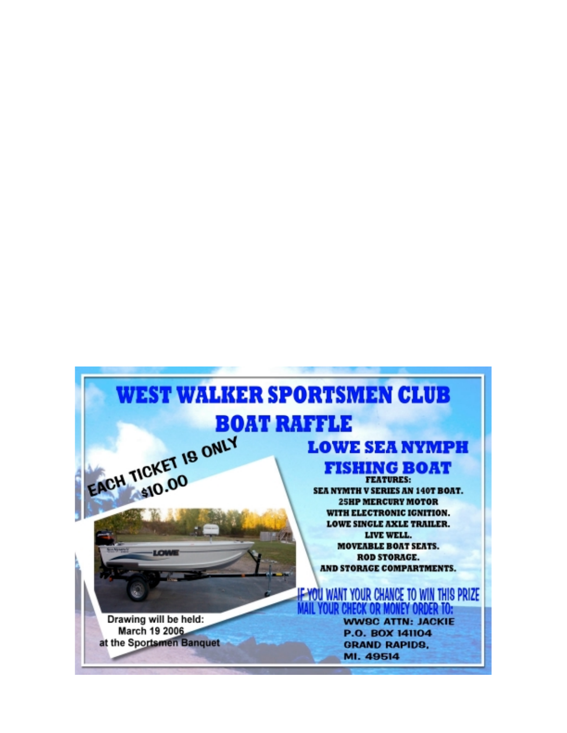# WEST WALKER SPORTSMEN CLUB BOAT RAFFLE

EACH TICKET IS ONLY $10.00

## LOWE SEA NYMPH FISHING BOAT

**FEATURES:**

SEA NYMTH V SERIES AN 140T BOAT.
25HP MERCURY MOTOR
WITH ELECTRONIC IGNITION.
LOWE SINGLE AXLE TRAILER.
LIVE WELL.
MOVEABLE BOAT SEATS.
ROD STORAGE.
AND STORAGE COMPARTMENTS.

Drawing will be held:
March 19 2006
at the Sportsmen Banquet

IF YOU WANT YOUR CHANCE TO WIN THIS PRIZE
MAIL YOUR CHECK OR MONEY ORDER TO:

WWSC ATTN: JACKIE
P.O. BOX 141104
GRAND RAPIDS,
MI. 49514